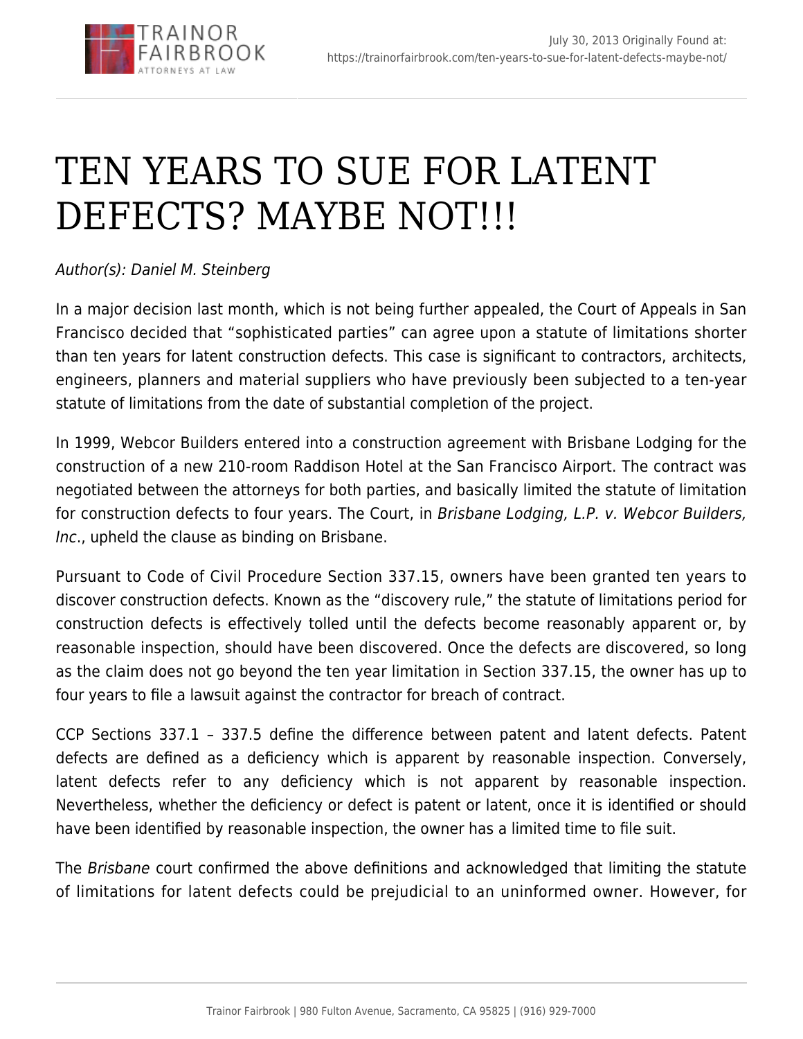July 30, 2013 Originally Found at: https://trainorfairbrook.com/ten-years-to-sue-for-latent-defects-maybe-not/

# TEN YEARS TO SUE FOR LATENT DEFECTS? MAYBE NOT!!!

*Author(s): Daniel M. Steinberg*

In a major decision last month, which is not being further appealed, the Court of Appeals in San Francisco decided that "sophisticated parties" can agree upon a statute of limitations shorter than ten years for latent construction defects. This case is significant to contractors, architects, engineers, planners and material suppliers who have previously been subjected to a ten-year statute of limitations from the date of substantial completion of the project.

In 1999, Webcor Builders entered into a construction agreement with Brisbane Lodging for the construction of a new 210-room Raddison Hotel at the San Francisco Airport. The contract was negotiated between the attorneys for both parties, and basically limited the statute of limitation for construction defects to four years. The Court, in *Brisbane Lodging, L.P. v. Webcor Builders, Inc.*, upheld the clause as binding on Brisbane.

Pursuant to Code of Civil Procedure Section 337.15, owners have been granted ten years to discover construction defects. Known as the "discovery rule," the statute of limitations period for construction defects is effectively tolled until the defects become reasonably apparent or, by reasonable inspection, should have been discovered. Once the defects are discovered, so long as the claim does not go beyond the ten year limitation in Section 337.15, the owner has up to four years to file a lawsuit against the contractor for breach of contract.

CCP Sections 337.1 – 337.5 define the difference between patent and latent defects. Patent defects are defined as a deficiency which is apparent by reasonable inspection. Conversely, latent defects refer to any deficiency which is not apparent by reasonable inspection. Nevertheless, whether the deficiency or defect is patent or latent, once it is identified or should have been identified by reasonable inspection, the owner has a limited time to file suit.

The *Brisbane* court confirmed the above definitions and acknowledged that limiting the statute of limitations for latent defects could be prejudicial to an uninformed owner. However, for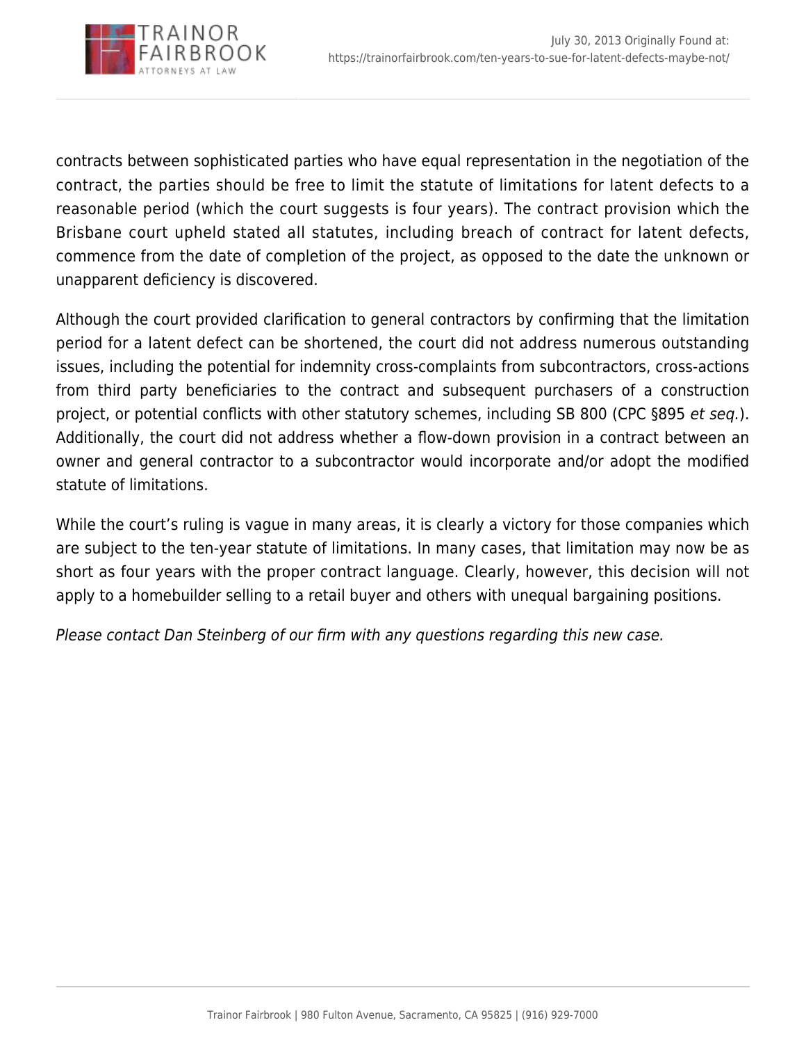contracts between sophisticated parties who have equal representation in the negotiation of the contract, the parties should be free to limit the statute of limitations for latent defects to a reasonable period (which the court suggests is four years). The contract provision which the Brisbane court upheld stated all statutes, including breach of contract for latent defects, commence from the date of completion of the project, as opposed to the date the unknown or unapparent deficiency is discovered.

Although the court provided clarification to general contractors by confirming that the limitation period for a latent defect can be shortened, the court did not address numerous outstanding issues, including the potential for indemnity cross-complaints from subcontractors, cross-actions from third party beneficiaries to the contract and subsequent purchasers of a construction project, or potential conflicts with other statutory schemes, including SB 800 (CPC §895 *et seq.*). Additionally, the court did not address whether a flow-down provision in a contract between an owner and general contractor to a subcontractor would incorporate and/or adopt the modified statute of limitations.

While the court's ruling is vague in many areas, it is clearly a victory for those companies which are subject to the ten-year statute of limitations. In many cases, that limitation may now be as short as four years with the proper contract language. Clearly, however, this decision will not apply to a homebuilder selling to a retail buyer and others with unequal bargaining positions.

*Please contact Dan Steinberg of our firm with any questions regarding this new case.*